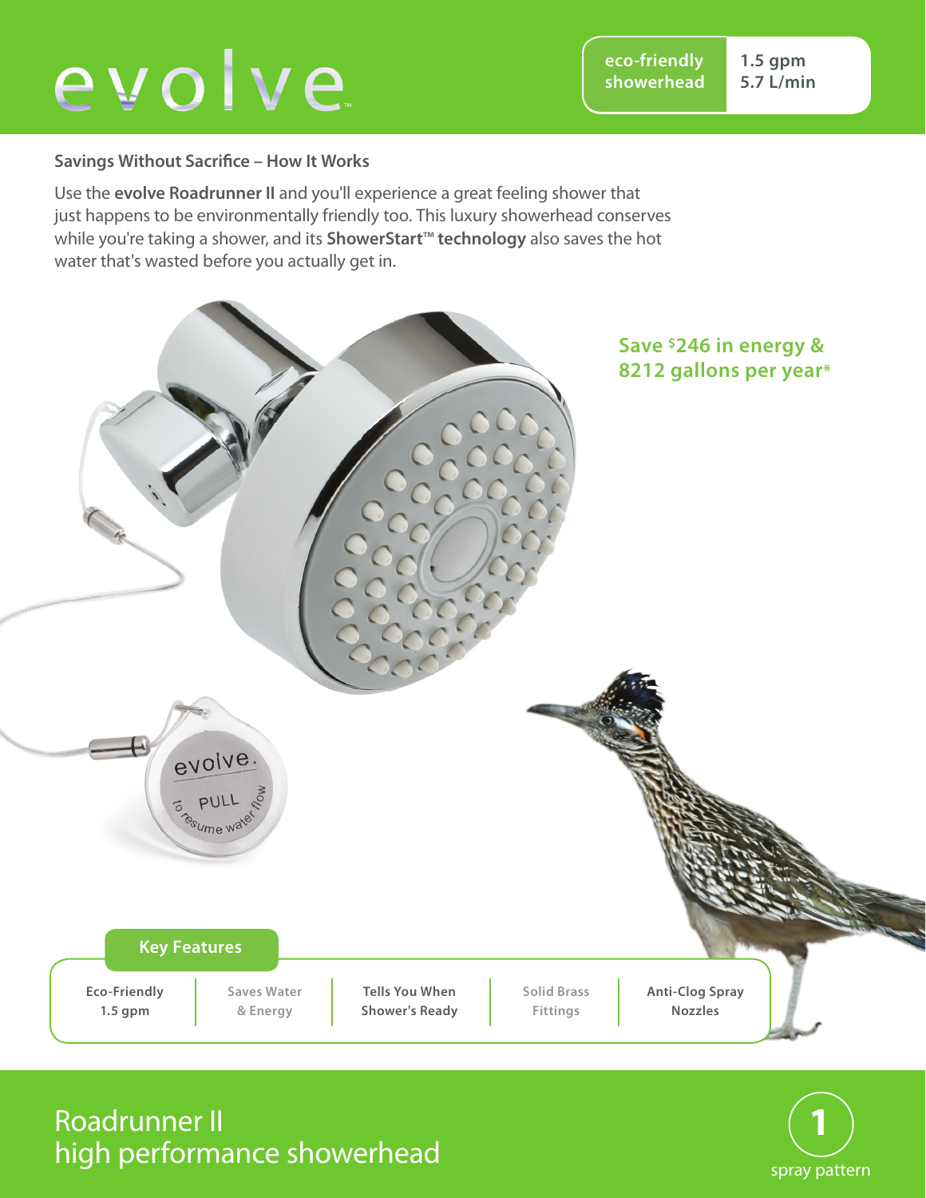# evolve™

**eco-friendly showerhead** | **1.5 gpm 5.7 L/min**

### Savings Without Sacrifice – How It Works

Use the **evolve Roadrunner II** and you'll experience a great feeling shower that just happens to be environmentally friendly too. This luxury showerhead conserves while you're taking a shower, and its **ShowerStart™ technology** also saves the hot water that's wasted before you actually get in.

**Save $246 in energy & 8212 gallons per year***

evolve. PULL to resume water flow

### Key Features

| Eco-Friendly 1.5 gpm | Saves Water & Energy | Tells You When Shower's Ready | Solid Brass Fittings | Anti-Clog Spray Nozzles |
|---|---|---|---|---|

## Roadrunner II high performance showerhead

**1** spray pattern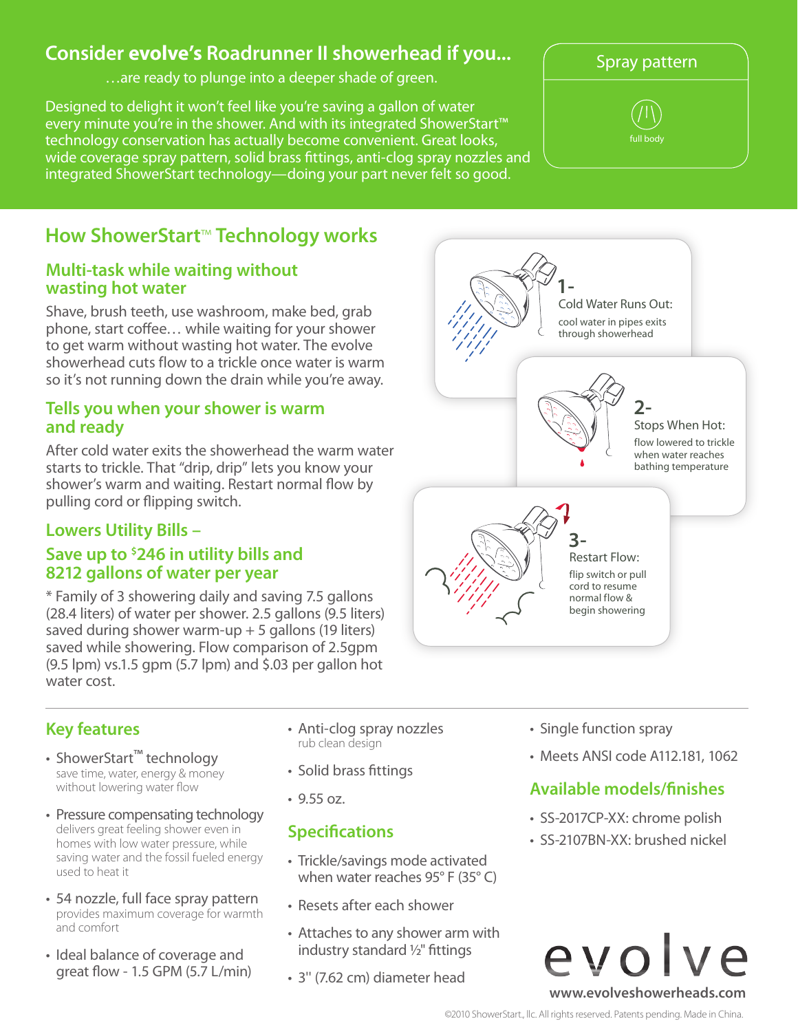## Consider evolve's Roadrunner II showerhead if you...

…are ready to plunge into a deeper shade of green.

Designed to delight it won't feel like you're saving a gallon of water every minute you're in the shower. And with its integrated ShowerStart™ technology conservation has actually become convenient. Great looks, wide coverage spray pattern, solid brass fittings, anti-clog spray nozzles and integrated ShowerStart technology—doing your part never felt so good.

### Spray pattern

full body

## How ShowerStart™ Technology works

### Multi-task while waiting without wasting hot water

Shave, brush teeth, use washroom, make bed, grab phone, start coffee… while waiting for your shower to get warm without wasting hot water. The evolve showerhead cuts flow to a trickle once water is warm so it's not running down the drain while you're away.

### Tells you when your shower is warm and ready

After cold water exits the showerhead the warm water starts to trickle. That "drip, drip" lets you know your shower's warm and waiting. Restart normal flow by pulling cord or flipping switch.

### Lowers Utility Bills – Save up to $246 in utility bills and 8212 gallons of water per year

* Family of 3 showering daily and saving 7.5 gallons (28.4 liters) of water per shower. 2.5 gallons (9.5 liters) saved during shower warm-up + 5 gallons (19 liters) saved while showering. Flow comparison of 2.5gpm (9.5 lpm) vs.1.5 gpm (5.7 lpm) and $.03 per gallon hot water cost.

**1-** Cold Water Runs Out:
cool water in pipes exits through showerhead

**2-** Stops When Hot:
flow lowered to trickle when water reaches bathing temperature

**3-** Restart Flow:
flip switch or pull cord to resume normal flow & begin showering

## Key features

- ShowerStart™ technology
  save time, water, energy & money without lowering water flow
- Pressure compensating technology
  delivers great feeling shower even in homes with low water pressure, while saving water and the fossil fueled energy used to heat it
- 54 nozzle, full face spray pattern
  provides maximum coverage for warmth and comfort
- Ideal balance of coverage and great flow - 1.5 GPM (5.7 L/min)
- Anti-clog spray nozzles
  rub clean design
- Solid brass fittings
- 9.55 oz.

## Specifications

- Trickle/savings mode activated when water reaches 95° F (35° C)
- Resets after each shower
- Attaches to any shower arm with industry standard ½" fittings
- 3" (7.62 cm) diameter head
- Single function spray
- Meets ANSI code A112.181, 1062

## Available models/finishes

- SS-2017CP-XX: chrome polish
- SS-2107BN-XX: brushed nickel

evolve

www.evolveshowerheads.com

©2010 ShowerStart, llc. All rights reserved. Patents pending. Made in China.